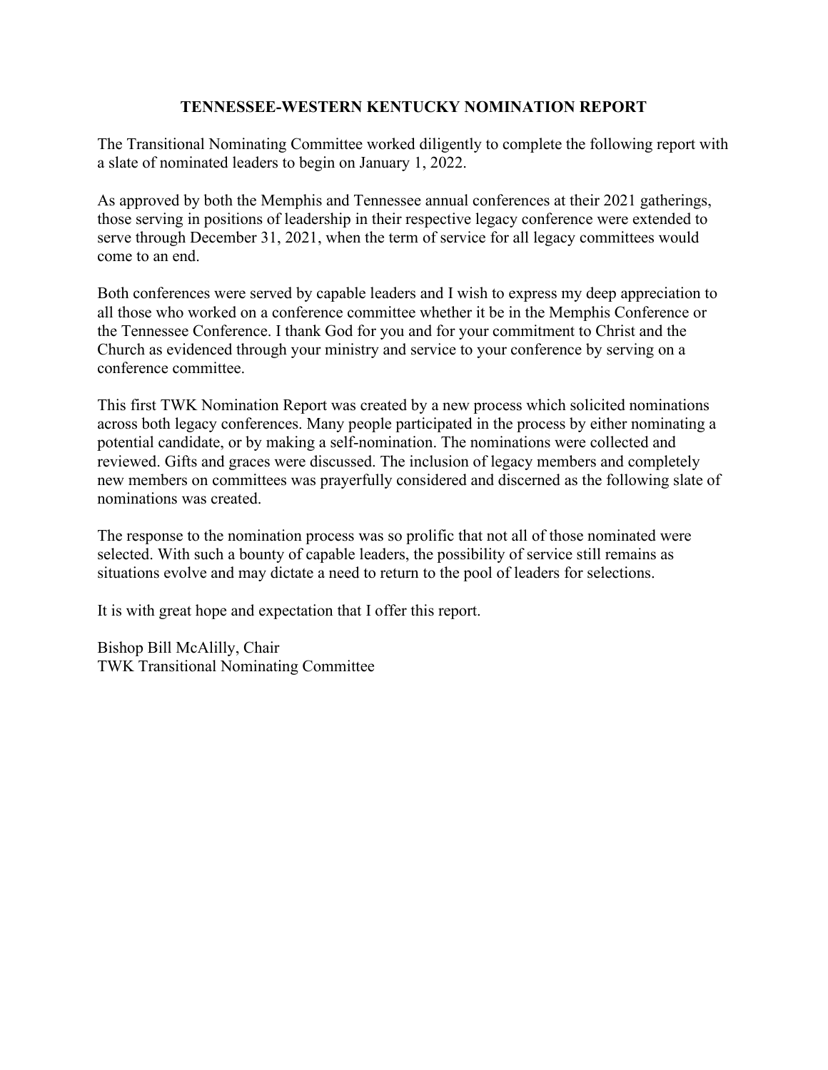# TENNESSEE-WESTERN KENTUCKY NOMINATION REPORT

The Transitional Nominating Committee worked diligently to complete the following report with a slate of nominated leaders to begin on January 1, 2022.

As approved by both the Memphis and Tennessee annual conferences at their 2021 gatherings, those serving in positions of leadership in their respective legacy conference were extended to serve through December 31, 2021, when the term of service for all legacy committees would come to an end.

Both conferences were served by capable leaders and I wish to express my deep appreciation to all those who worked on a conference committee whether it be in the Memphis Conference or the Tennessee Conference. I thank God for you and for your commitment to Christ and the Church as evidenced through your ministry and service to your conference by serving on a conference committee.

This first TWK Nomination Report was created by a new process which solicited nominations across both legacy conferences. Many people participated in the process by either nominating a potential candidate, or by making a self-nomination. The nominations were collected and reviewed. Gifts and graces were discussed. The inclusion of legacy members and completely new members on committees was prayerfully considered and discerned as the following slate of nominations was created.

The response to the nomination process was so prolific that not all of those nominated were selected. With such a bounty of capable leaders, the possibility of service still remains as situations evolve and may dictate a need to return to the pool of leaders for selections.

It is with great hope and expectation that I offer this report.

Bishop Bill McAlilly, Chair
TWK Transitional Nominating Committee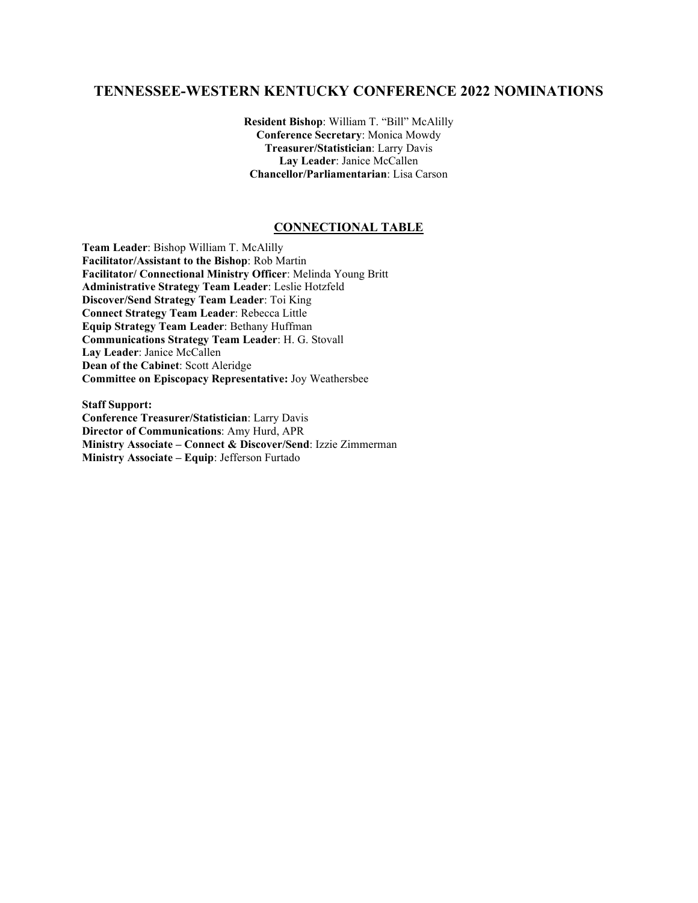# TENNESSEE-WESTERN KENTUCKY CONFERENCE 2022 NOMINATIONS

**Resident Bishop**: William T. "Bill" McAlilly
**Conference Secretary**: Monica Mowdy
**Treasurer/Statistician**: Larry Davis
**Lay Leader**: Janice McCallen
**Chancellor/Parliamentarian**: Lisa Carson

## CONNECTIONAL TABLE

**Team Leader**: Bishop William T. McAlilly
**Facilitator/Assistant to the Bishop**: Rob Martin
**Facilitator/ Connectional Ministry Officer**: Melinda Young Britt
**Administrative Strategy Team Leader**: Leslie Hotzfeld
**Discover/Send Strategy Team Leader**: Toi King
**Connect Strategy Team Leader**: Rebecca Little
**Equip Strategy Team Leader**: Bethany Huffman
**Communications Strategy Team Leader**: H. G. Stovall
**Lay Leader**: Janice McCallen
**Dean of the Cabinet**: Scott Aleridge
**Committee on Episcopacy Representative:** Joy Weathersbee

**Staff Support:**
**Conference Treasurer/Statistician**: Larry Davis
**Director of Communications**: Amy Hurd, APR
**Ministry Associate – Connect & Discover/Send**: Izzie Zimmerman
**Ministry Associate – Equip**: Jefferson Furtado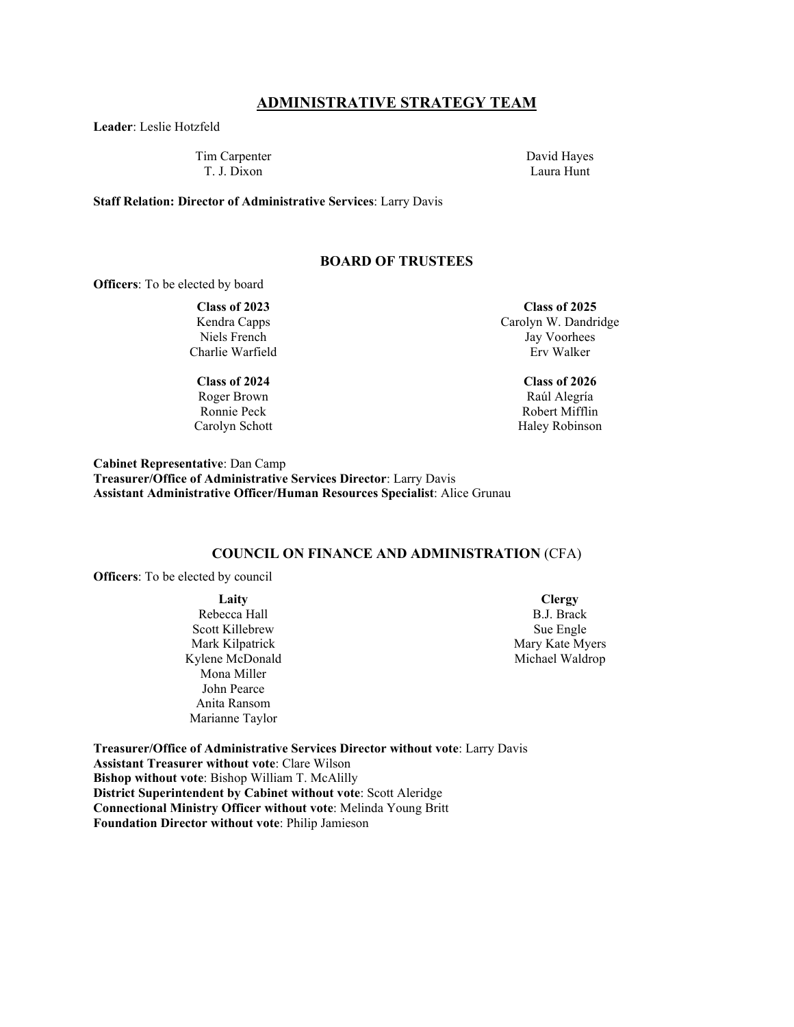## ADMINISTRATIVE STRATEGY TEAM

**Leader**: Leslie Hotzfeld

Tim Carpenter
T. J. Dixon
David Hayes
Laura Hunt

**Staff Relation: Director of Administrative Services**: Larry Davis

## BOARD OF TRUSTEES

**Officers**: To be elected by board

**Class of 2023**
Kendra Capps
Niels French
Charlie Warfield

**Class of 2024**
Roger Brown
Ronnie Peck
Carolyn Schott

**Class of 2025**
Carolyn W. Dandridge
Jay Voorhees
Erv Walker

**Class of 2026**
Raúl Alegría
Robert Mifflin
Haley Robinson

**Cabinet Representative**: Dan Camp
**Treasurer/Office of Administrative Services Director**: Larry Davis
**Assistant Administrative Officer/Human Resources Specialist**: Alice Grunau

## COUNCIL ON FINANCE AND ADMINISTRATION (CFA)

**Officers**: To be elected by council

**Laity**
Rebecca Hall
Scott Killebrew
Mark Kilpatrick
Kylene McDonald
Mona Miller
John Pearce
Anita Ransom
Marianne Taylor

**Clergy**
B.J. Brack
Sue Engle
Mary Kate Myers
Michael Waldrop

**Treasurer/Office of Administrative Services Director without vote**: Larry Davis
**Assistant Treasurer without vote**: Clare Wilson
**Bishop without vote**: Bishop William T. McAlilly
**District Superintendent by Cabinet without vote**: Scott Aleridge
**Connectional Ministry Officer without vote**: Melinda Young Britt
**Foundation Director without vote**: Philip Jamieson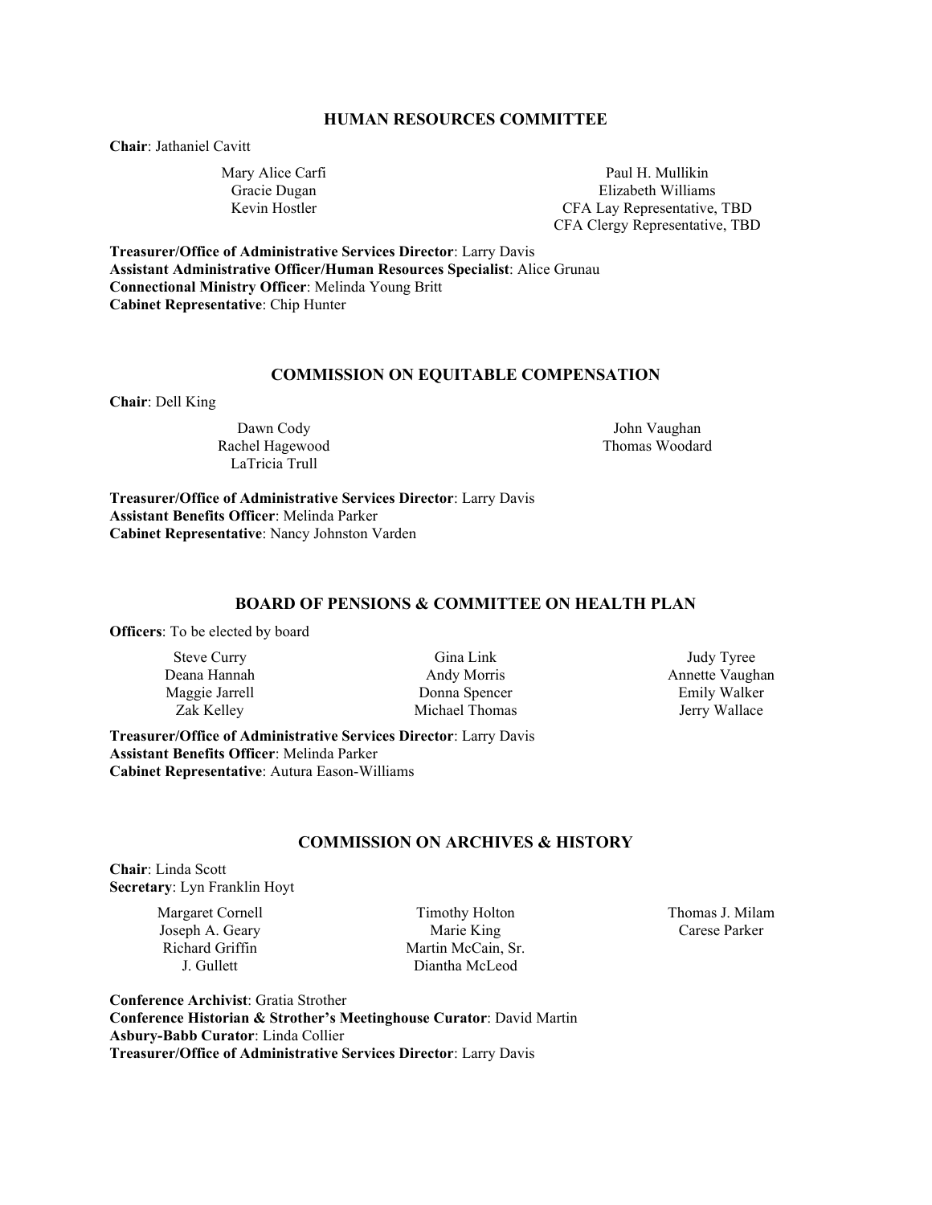## HUMAN RESOURCES COMMITTEE

**Chair**: Jathaniel Cavitt

Mary Alice Carfi
Gracie Dugan
Kevin Hostler
Paul H. Mullikin
Elizabeth Williams
CFA Lay Representative, TBD
CFA Clergy Representative, TBD

**Treasurer/Office of Administrative Services Director**: Larry Davis
**Assistant Administrative Officer/Human Resources Specialist**: Alice Grunau
**Connectional Ministry Officer**: Melinda Young Britt
**Cabinet Representative**: Chip Hunter

## COMMISSION ON EQUITABLE COMPENSATION

**Chair**: Dell King

Dawn Cody
Rachel Hagewood
LaTricia Trull
John Vaughan
Thomas Woodard

**Treasurer/Office of Administrative Services Director**: Larry Davis
**Assistant Benefits Officer**: Melinda Parker
**Cabinet Representative**: Nancy Johnston Varden

## BOARD OF PENSIONS & COMMITTEE ON HEALTH PLAN

**Officers**: To be elected by board

Steve Curry
Deana Hannah
Maggie Jarrell
Zak Kelley
Gina Link
Andy Morris
Donna Spencer
Michael Thomas
Judy Tyree
Annette Vaughan
Emily Walker
Jerry Wallace

**Treasurer/Office of Administrative Services Director**: Larry Davis
**Assistant Benefits Officer**: Melinda Parker
**Cabinet Representative**: Autura Eason-Williams

## COMMISSION ON ARCHIVES & HISTORY

**Chair**: Linda Scott
**Secretary**: Lyn Franklin Hoyt

Margaret Cornell
Joseph A. Geary
Richard Griffin
J. Gullett
Timothy Holton
Marie King
Martin McCain, Sr.
Diantha McLeod
Thomas J. Milam
Carese Parker

**Conference Archivist**: Gratia Strother
**Conference Historian & Strother's Meetinghouse Curator**: David Martin
**Asbury-Babb Curator**: Linda Collier
**Treasurer/Office of Administrative Services Director**: Larry Davis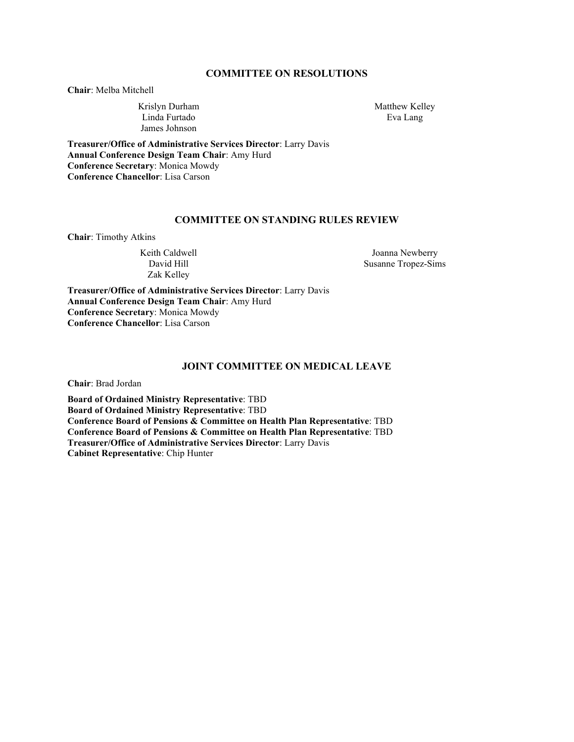## COMMITTEE ON RESOLUTIONS

**Chair**: Melba Mitchell

Krislyn Durham
Linda Furtado
James Johnson
Matthew Kelley
Eva Lang

**Treasurer/Office of Administrative Services Director**: Larry Davis
**Annual Conference Design Team Chair**: Amy Hurd
**Conference Secretary**: Monica Mowdy
**Conference Chancellor**: Lisa Carson

## COMMITTEE ON STANDING RULES REVIEW

**Chair**: Timothy Atkins

Keith Caldwell
David Hill
Zak Kelley
Joanna Newberry
Susanne Tropez-Sims

**Treasurer/Office of Administrative Services Director**: Larry Davis
**Annual Conference Design Team Chair**: Amy Hurd
**Conference Secretary**: Monica Mowdy
**Conference Chancellor**: Lisa Carson

## JOINT COMMITTEE ON MEDICAL LEAVE

**Chair**: Brad Jordan

**Board of Ordained Ministry Representative**: TBD
**Board of Ordained Ministry Representative**: TBD
**Conference Board of Pensions & Committee on Health Plan Representative**: TBD
**Conference Board of Pensions & Committee on Health Plan Representative**: TBD
**Treasurer/Office of Administrative Services Director**: Larry Davis
**Cabinet Representative**: Chip Hunter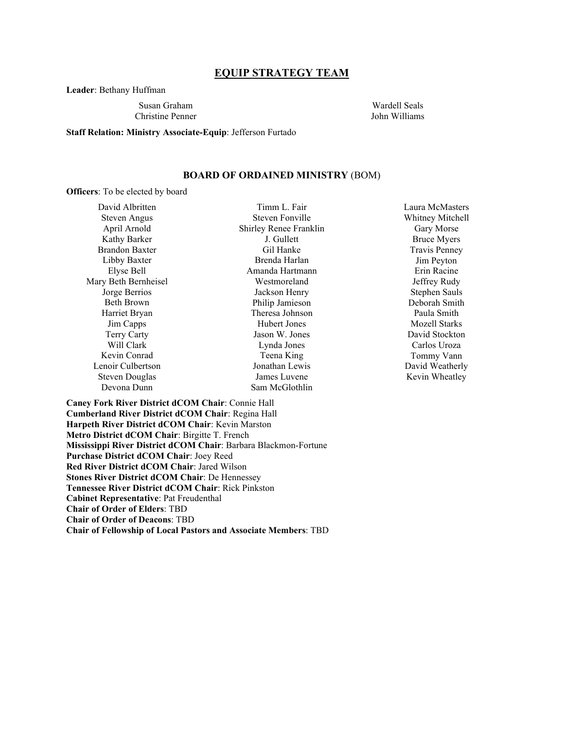## EQUIP STRATEGY TEAM

**Leader**: Bethany Huffman

Susan Graham
Christine Penner
Wardell Seals
John Williams

**Staff Relation: Ministry Associate-Equip**: Jefferson Furtado

## BOARD OF ORDAINED MINISTRY (BOM)

**Officers**: To be elected by board

David Albritten
Steven Angus
April Arnold
Kathy Barker
Brandon Baxter
Libby Baxter
Elyse Bell
Mary Beth Bernheisel
Jorge Berrios
Beth Brown
Harriet Bryan
Jim Capps
Terry Carty
Will Clark
Kevin Conrad
Lenoir Culbertson
Steven Douglas
Devona Dunn
Timm L. Fair
Steven Fonville
Shirley Renee Franklin
J. Gullett
Gil Hanke
Brenda Harlan
Amanda Hartmann
Westmoreland
Jackson Henry
Philip Jamieson
Theresa Johnson
Hubert Jones
Jason W. Jones
Lynda Jones
Teena King
Jonathan Lewis
James Luvene
Sam McGlothlin
Laura McMasters
Whitney Mitchell
Gary Morse
Bruce Myers
Travis Penney
Jim Peyton
Erin Racine
Jeffrey Rudy
Stephen Sauls
Deborah Smith
Paula Smith
Mozell Starks
David Stockton
Carlos Uroza
Tommy Vann
David Weatherly
Kevin Wheatley

**Caney Fork River District dCOM Chair**: Connie Hall
**Cumberland River District dCOM Chair**: Regina Hall
**Harpeth River District dCOM Chair**: Kevin Marston
**Metro District dCOM Chair**: Birgitte T. French
**Mississippi River District dCOM Chair**: Barbara Blackmon-Fortune
**Purchase District dCOM Chair**: Joey Reed
**Red River District dCOM Chair**: Jared Wilson
**Stones River District dCOM Chair**: De Hennessey
**Tennessee River District dCOM Chair**: Rick Pinkston
**Cabinet Representative**: Pat Freudenthal
**Chair of Order of Elders**: TBD
**Chair of Order of Deacons**: TBD
**Chair of Fellowship of Local Pastors and Associate Members**: TBD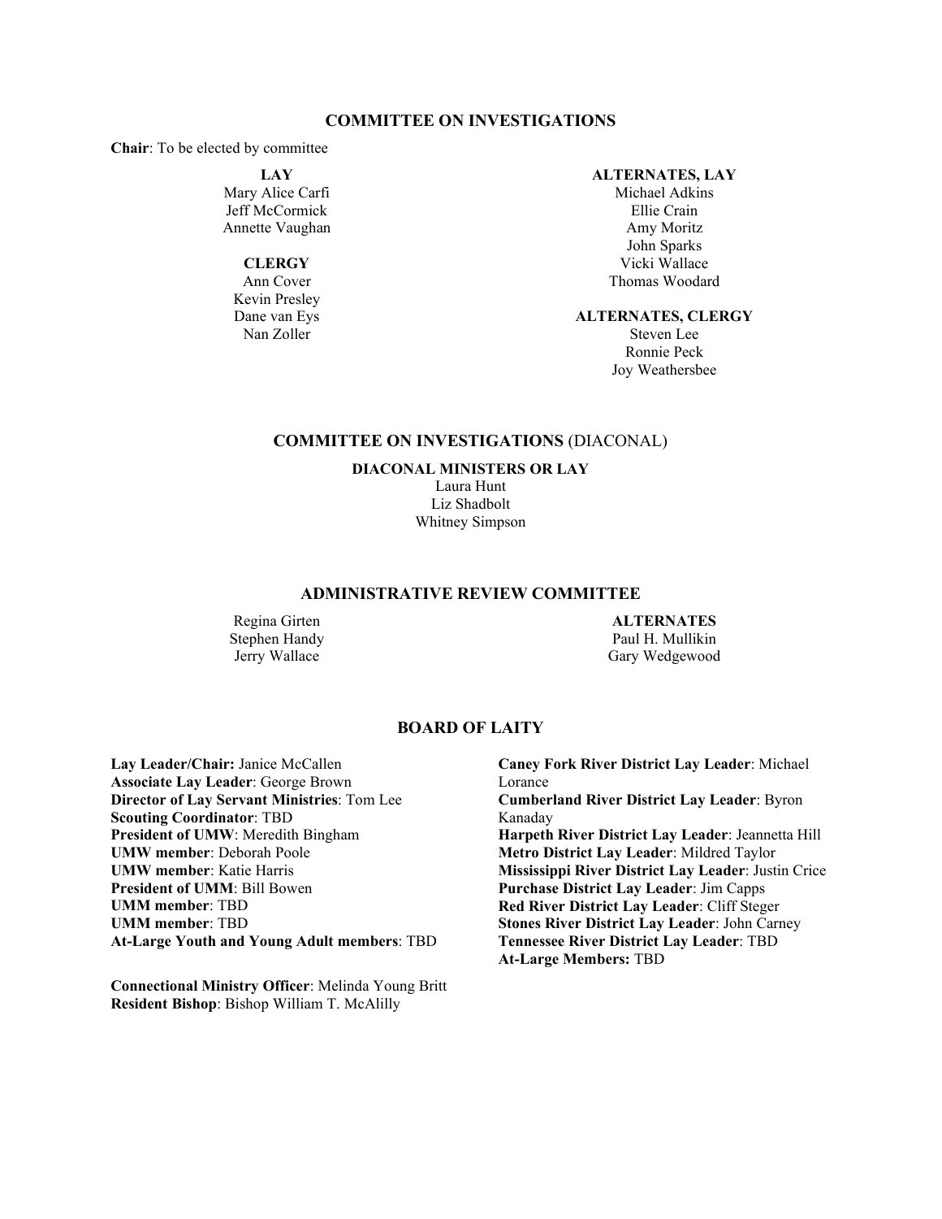## COMMITTEE ON INVESTIGATIONS

**Chair**: To be elected by committee

**LAY**
Mary Alice Carfi
Jeff McCormick
Annette Vaughan

**CLERGY**
Ann Cover
Kevin Presley
Dane van Eys
Nan Zoller

**ALTERNATES, LAY**
Michael Adkins
Ellie Crain
Amy Moritz
John Sparks
Vicki Wallace
Thomas Woodard

**ALTERNATES, CLERGY**
Steven Lee
Ronnie Peck
Joy Weathersbee

## COMMITTEE ON INVESTIGATIONS (DIACONAL)

**DIACONAL MINISTERS OR LAY**
Laura Hunt
Liz Shadbolt
Whitney Simpson

## ADMINISTRATIVE REVIEW COMMITTEE

Regina Girten
Stephen Handy
Jerry Wallace

**ALTERNATES**
Paul H. Mullikin
Gary Wedgewood

## BOARD OF LAITY

**Lay Leader/Chair:** Janice McCallen
**Associate Lay Leader**: George Brown
**Director of Lay Servant Ministries**: Tom Lee
**Scouting Coordinator**: TBD
**President of UMW**: Meredith Bingham
**UMW member**: Deborah Poole
**UMW member**: Katie Harris
**President of UMM**: Bill Bowen
**UMM member**: TBD
**UMM member**: TBD
**At-Large Youth and Young Adult members**: TBD

**Connectional Ministry Officer**: Melinda Young Britt
**Resident Bishop**: Bishop William T. McAlilly

**Caney Fork River District Lay Leader**: Michael Lorance
**Cumberland River District Lay Leader**: Byron Kanaday
**Harpeth River District Lay Leader**: Jeannetta Hill
**Metro District Lay Leader**: Mildred Taylor
**Mississippi River District Lay Leader**: Justin Crice
**Purchase District Lay Leader**: Jim Capps
**Red River District Lay Leader**: Cliff Steger
**Stones River District Lay Leader**: John Carney
**Tennessee River District Lay Leader**: TBD
**At-Large Members:** TBD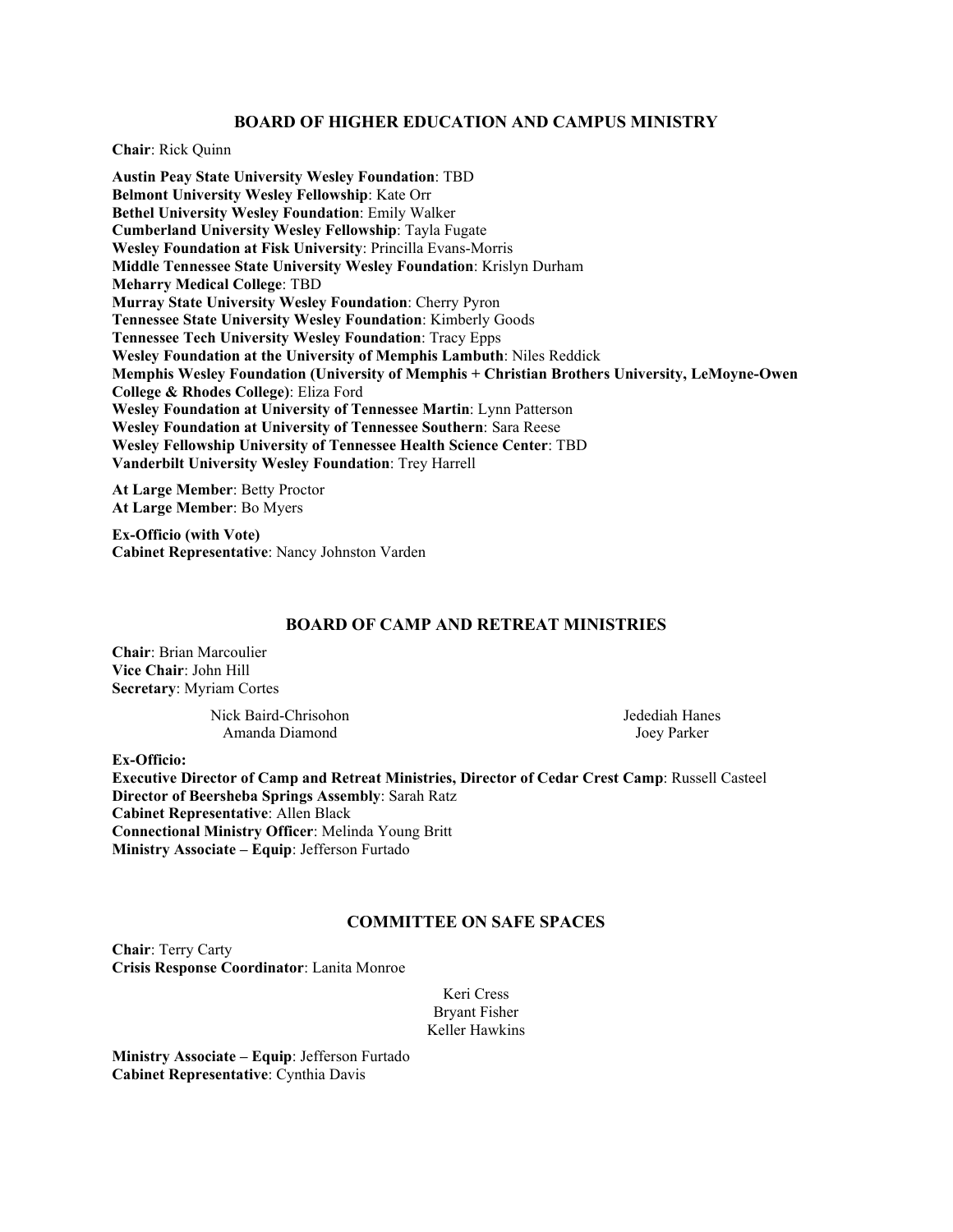## BOARD OF HIGHER EDUCATION AND CAMPUS MINISTRY

**Chair**: Rick Quinn

**Austin Peay State University Wesley Foundation**: TBD
**Belmont University Wesley Fellowship**: Kate Orr
**Bethel University Wesley Foundation**: Emily Walker
**Cumberland University Wesley Fellowship**: Tayla Fugate
**Wesley Foundation at Fisk University**: Princilla Evans-Morris
**Middle Tennessee State University Wesley Foundation**: Krislyn Durham
**Meharry Medical College**: TBD
**Murray State University Wesley Foundation**: Cherry Pyron
**Tennessee State University Wesley Foundation**: Kimberly Goods
**Tennessee Tech University Wesley Foundation**: Tracy Epps
**Wesley Foundation at the University of Memphis Lambuth**: Niles Reddick
**Memphis Wesley Foundation (University of Memphis + Christian Brothers University, LeMoyne-Owen College & Rhodes College)**: Eliza Ford
**Wesley Foundation at University of Tennessee Martin**: Lynn Patterson
**Wesley Foundation at University of Tennessee Southern**: Sara Reese
**Wesley Fellowship University of Tennessee Health Science Center**: TBD
**Vanderbilt University Wesley Foundation**: Trey Harrell

**At Large Member**: Betty Proctor
**At Large Member**: Bo Myers

**Ex-Officio (with Vote)**
**Cabinet Representative**: Nancy Johnston Varden

## BOARD OF CAMP AND RETREAT MINISTRIES

**Chair**: Brian Marcoulier
**Vice Chair**: John Hill
**Secretary**: Myriam Cortes

Nick Baird-Chrisohon
Amanda Diamond
Jedediah Hanes
Joey Parker

**Ex-Officio:**
**Executive Director of Camp and Retreat Ministries, Director of Cedar Crest Camp**: Russell Casteel
**Director of Beersheba Springs Assembly**: Sarah Ratz
**Cabinet Representative**: Allen Black
**Connectional Ministry Officer**: Melinda Young Britt
**Ministry Associate – Equip**: Jefferson Furtado

## COMMITTEE ON SAFE SPACES

**Chair**: Terry Carty
**Crisis Response Coordinator**: Lanita Monroe

Keri Cress
Bryant Fisher
Keller Hawkins

**Ministry Associate – Equip**: Jefferson Furtado
**Cabinet Representative**: Cynthia Davis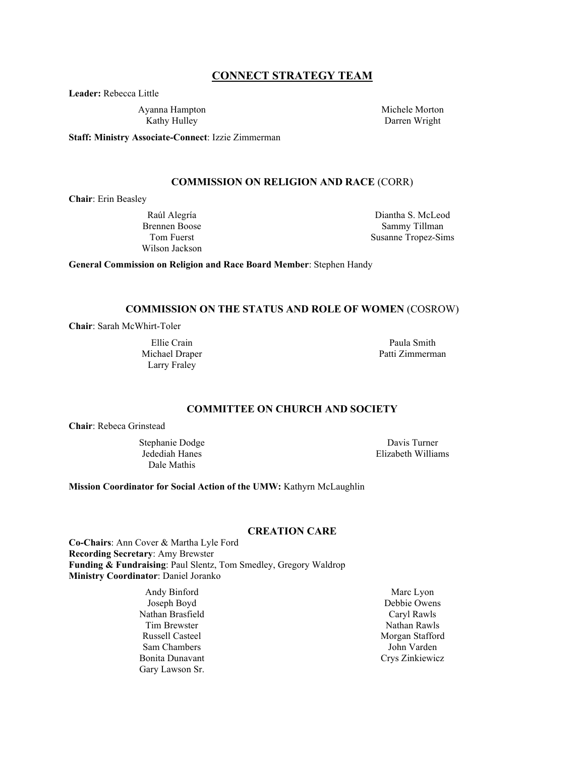## CONNECT STRATEGY TEAM

**Leader:** Rebecca Little

Ayanna Hampton
Kathy Hulley
Michele Morton
Darren Wright

**Staff: Ministry Associate-Connect**: Izzie Zimmerman

### COMMISSION ON RELIGION AND RACE (CORR)

**Chair**: Erin Beasley

Raúl Alegría
Brennen Boose
Tom Fuerst
Wilson Jackson
Diantha S. McLeod
Sammy Tillman
Susanne Tropez-Sims

**General Commission on Religion and Race Board Member**: Stephen Handy

### COMMISSION ON THE STATUS AND ROLE OF WOMEN (COSROW)

**Chair**: Sarah McWhirt-Toler

Ellie Crain
Michael Draper
Larry Fraley
Paula Smith
Patti Zimmerman

### COMMITTEE ON CHURCH AND SOCIETY

**Chair**: Rebeca Grinstead

Stephanie Dodge
Jedediah Hanes
Dale Mathis
Davis Turner
Elizabeth Williams

**Mission Coordinator for Social Action of the UMW:** Kathyrn McLaughlin

### CREATION CARE

**Co-Chairs**: Ann Cover & Martha Lyle Ford
**Recording Secretary**: Amy Brewster
**Funding & Fundraising**: Paul Slentz, Tom Smedley, Gregory Waldrop
**Ministry Coordinator**: Daniel Joranko

Andy Binford
Joseph Boyd
Nathan Brasfield
Tim Brewster
Russell Casteel
Sam Chambers
Bonita Dunavant
Gary Lawson Sr.
Marc Lyon
Debbie Owens
Caryl Rawls
Nathan Rawls
Morgan Stafford
John Varden
Crys Zinkiewicz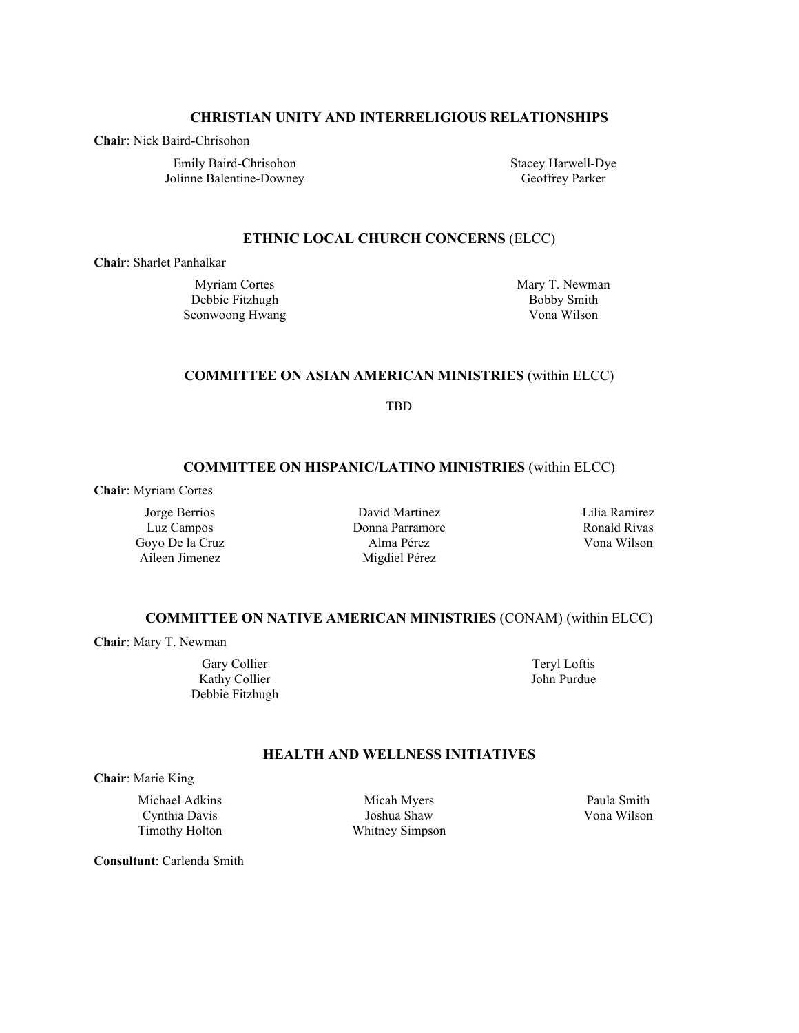## CHRISTIAN UNITY AND INTERRELIGIOUS RELATIONSHIPS

**Chair**: Nick Baird-Chrisohon

- Emily Baird-Chrisohon
- Jolinne Balentine-Downey
- Stacey Harwell-Dye
- Geoffrey Parker

## ETHNIC LOCAL CHURCH CONCERNS (ELCC)

**Chair**: Sharlet Panhalkar

- Myriam Cortes
- Debbie Fitzhugh
- Seonwoong Hwang
- Mary T. Newman
- Bobby Smith
- Vona Wilson

## COMMITTEE ON ASIAN AMERICAN MINISTRIES (within ELCC)

TBD

## COMMITTEE ON HISPANIC/LATINO MINISTRIES (within ELCC)

**Chair**: Myriam Cortes

- Jorge Berrios
- Luz Campos
- Goyo De la Cruz
- Aileen Jimenez
- David Martinez
- Donna Parramore
- Alma Pérez
- Migdiel Pérez
- Lilia Ramirez
- Ronald Rivas
- Vona Wilson

## COMMITTEE ON NATIVE AMERICAN MINISTRIES (CONAM) (within ELCC)

**Chair**: Mary T. Newman

- Gary Collier
- Kathy Collier
- Debbie Fitzhugh
- Teryl Loftis
- John Purdue

## HEALTH AND WELLNESS INITIATIVES

**Chair**: Marie King

- Michael Adkins
- Cynthia Davis
- Timothy Holton
- Micah Myers
- Joshua Shaw
- Whitney Simpson
- Paula Smith
- Vona Wilson

**Consultant**: Carlenda Smith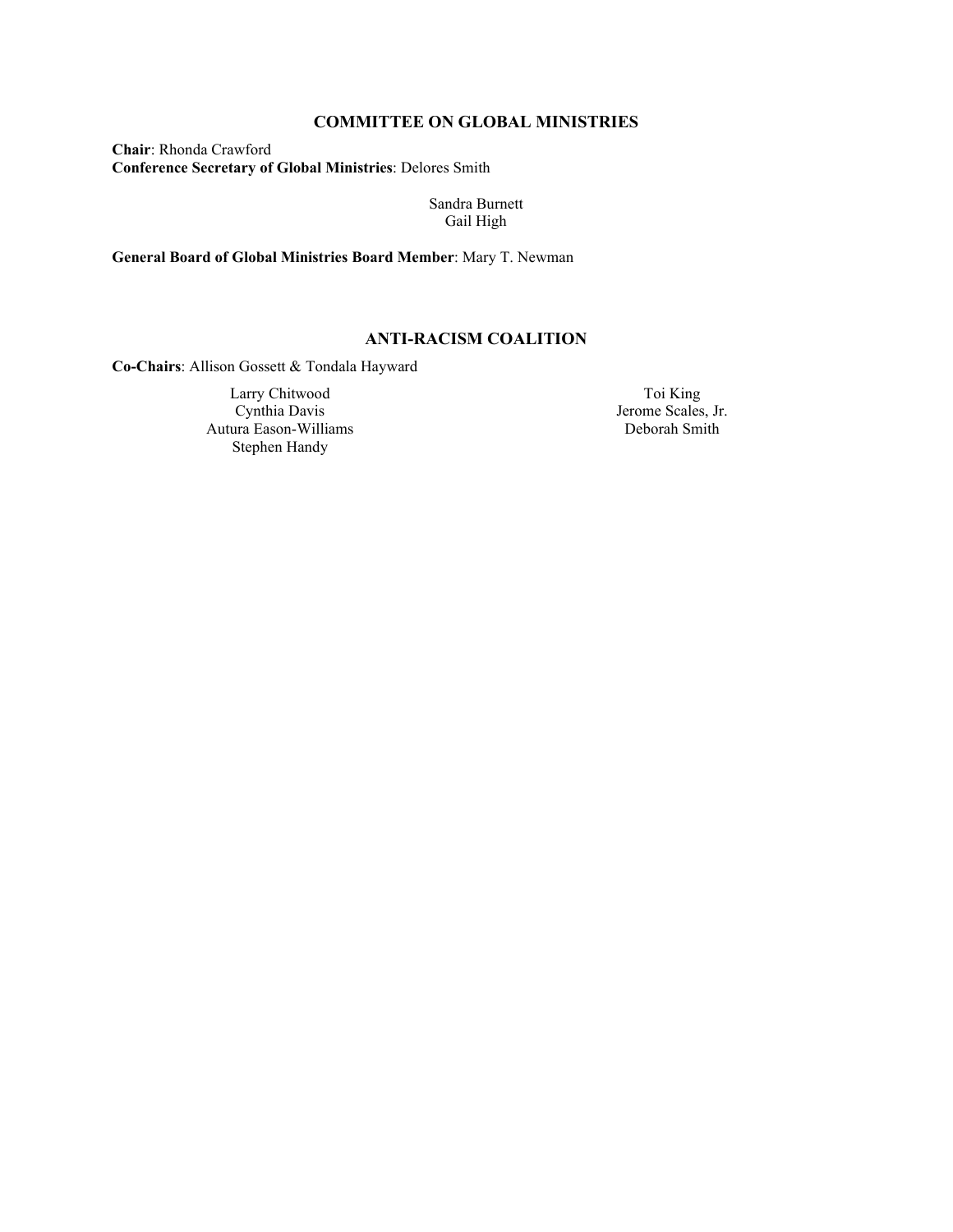## COMMITTEE ON GLOBAL MINISTRIES

**Chair**: Rhonda Crawford
**Conference Secretary of Global Ministries**: Delores Smith

Sandra Burnett
Gail High

**General Board of Global Ministries Board Member**: Mary T. Newman

## ANTI-RACISM COALITION

**Co-Chairs**: Allison Gossett & Tondala Hayward

Larry Chitwood
Cynthia Davis
Autura Eason-Williams
Stephen Handy
Toi King
Jerome Scales, Jr.
Deborah Smith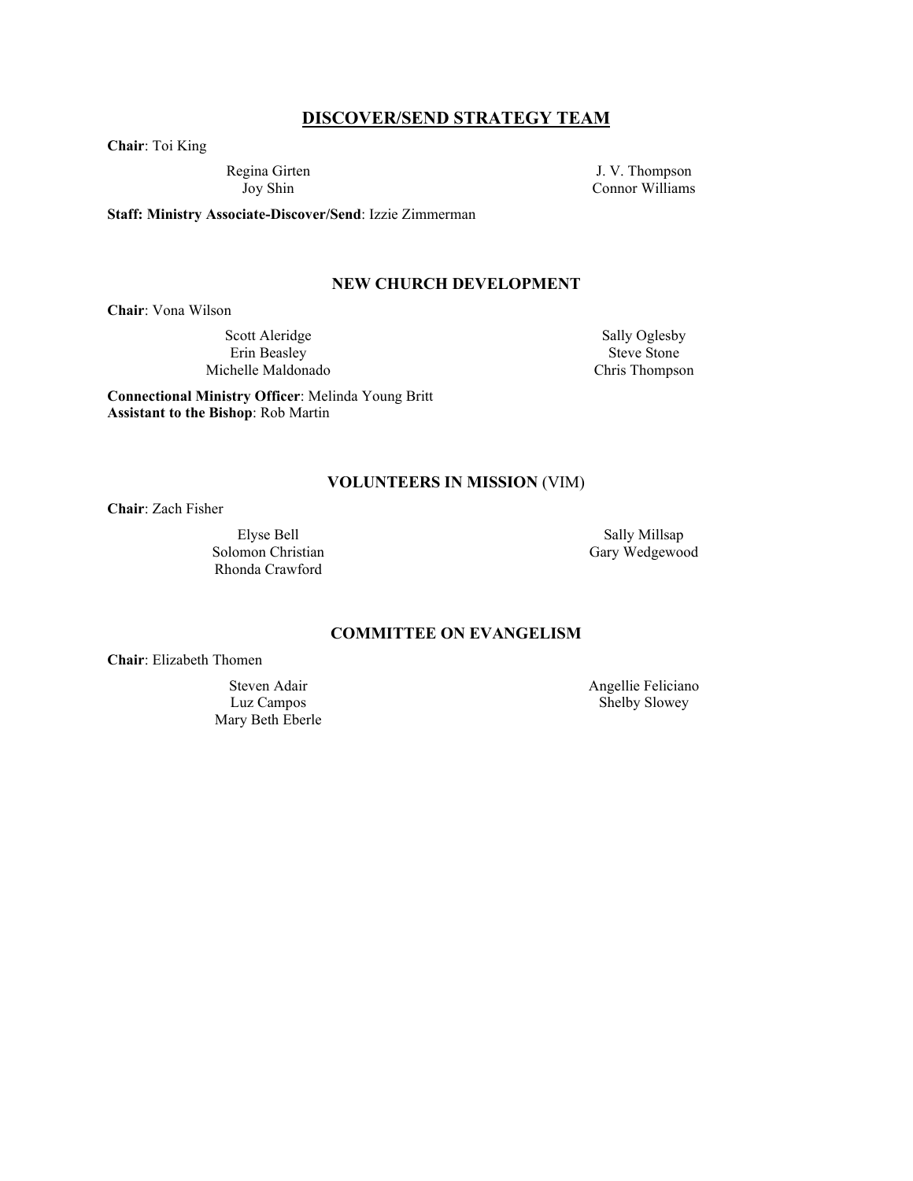## DISCOVER/SEND STRATEGY TEAM

**Chair**: Toi King

Regina Girten
Joy Shin
J. V. Thompson
Connor Williams

**Staff: Ministry Associate-Discover/Send**: Izzie Zimmerman

## NEW CHURCH DEVELOPMENT

**Chair**: Vona Wilson

Scott Aleridge
Erin Beasley
Michelle Maldonado
Sally Oglesby
Steve Stone
Chris Thompson

**Connectional Ministry Officer**: Melinda Young Britt
**Assistant to the Bishop**: Rob Martin

## VOLUNTEERS IN MISSION (VIM)

**Chair**: Zach Fisher

Elyse Bell
Solomon Christian
Rhonda Crawford
Sally Millsap
Gary Wedgewood

## COMMITTEE ON EVANGELISM

**Chair**: Elizabeth Thomen

Steven Adair
Luz Campos
Mary Beth Eberle
Angellie Feliciano
Shelby Slowey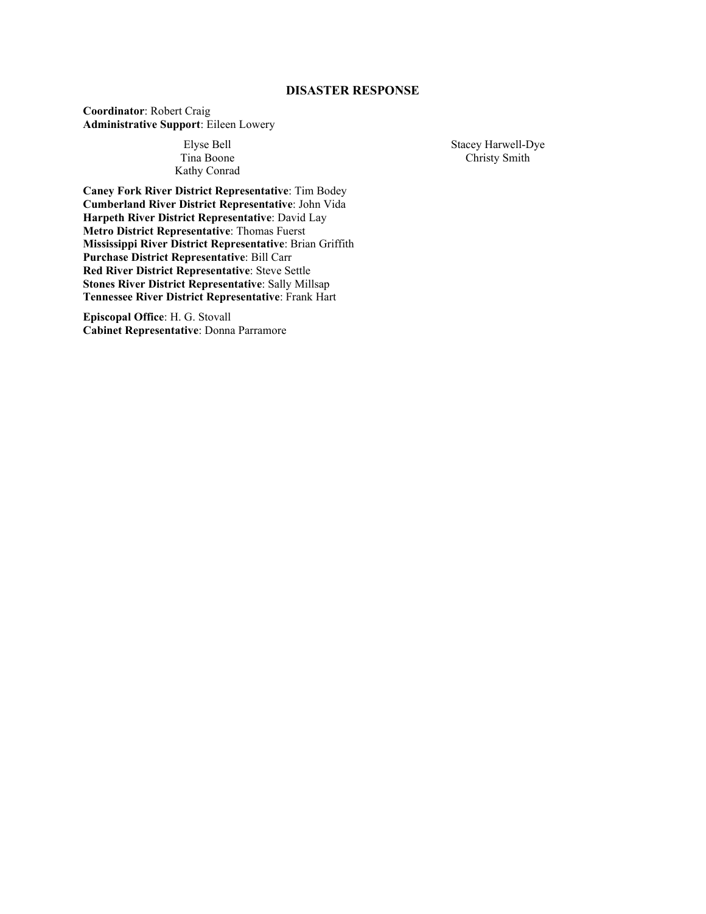## DISASTER RESPONSE

**Coordinator**: Robert Craig
**Administrative Support**: Eileen Lowery

Elyse Bell
Tina Boone
Kathy Conrad
Stacey Harwell-Dye
Christy Smith

**Caney Fork River District Representative**: Tim Bodey
**Cumberland River District Representative**: John Vida
**Harpeth River District Representative**: David Lay
**Metro District Representative**: Thomas Fuerst
**Mississippi River District Representative**: Brian Griffith
**Purchase District Representative**: Bill Carr
**Red River District Representative**: Steve Settle
**Stones River District Representative**: Sally Millsap
**Tennessee River District Representative**: Frank Hart

**Episcopal Office**: H. G. Stovall
**Cabinet Representative**: Donna Parramore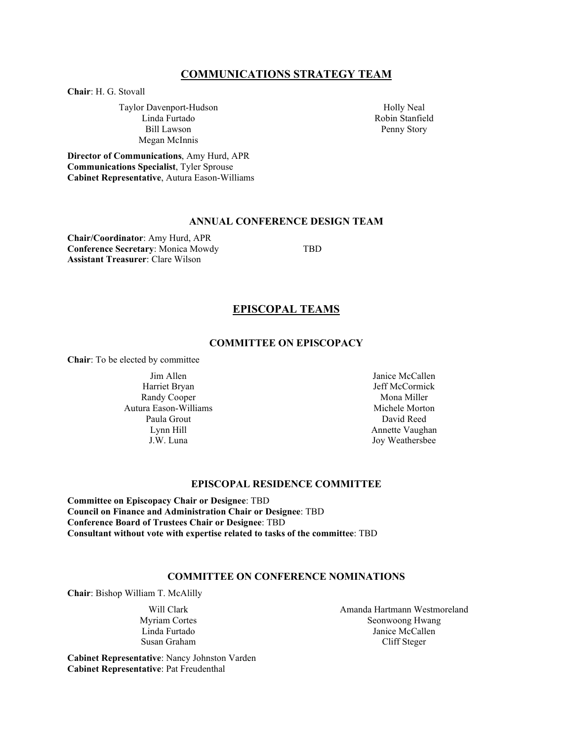## COMMUNICATIONS STRATEGY TEAM

**Chair**: H. G. Stovall

Taylor Davenport-Hudson
Linda Furtado
Bill Lawson
Megan McInnis
Holly Neal
Robin Stanfield
Penny Story

**Director of Communications**, Amy Hurd, APR
**Communications Specialist**, Tyler Sprouse
**Cabinet Representative**, Autura Eason-Williams

### ANNUAL CONFERENCE DESIGN TEAM

**Chair/Coordinator**: Amy Hurd, APR
**Conference Secretary**: Monica Mowdy
**Assistant Treasurer**: Clare Wilson

TBD

## EPISCOPAL TEAMS

### COMMITTEE ON EPISCOPACY

**Chair**: To be elected by committee

Jim Allen
Harriet Bryan
Randy Cooper
Autura Eason-Williams
Paula Grout
Lynn Hill
J.W. Luna
Janice McCallen
Jeff McCormick
Mona Miller
Michele Morton
David Reed
Annette Vaughan
Joy Weathersbee

### EPISCOPAL RESIDENCE COMMITTEE

**Committee on Episcopacy Chair or Designee**: TBD
**Council on Finance and Administration Chair or Designee**: TBD
**Conference Board of Trustees Chair or Designee**: TBD
**Consultant without vote with expertise related to tasks of the committee**: TBD

### COMMITTEE ON CONFERENCE NOMINATIONS

**Chair**: Bishop William T. McAlilly

Will Clark
Myriam Cortes
Linda Furtado
Susan Graham
Amanda Hartmann Westmoreland
Seonwoong Hwang
Janice McCallen
Cliff Steger

**Cabinet Representative**: Nancy Johnston Varden
**Cabinet Representative**: Pat Freudenthal